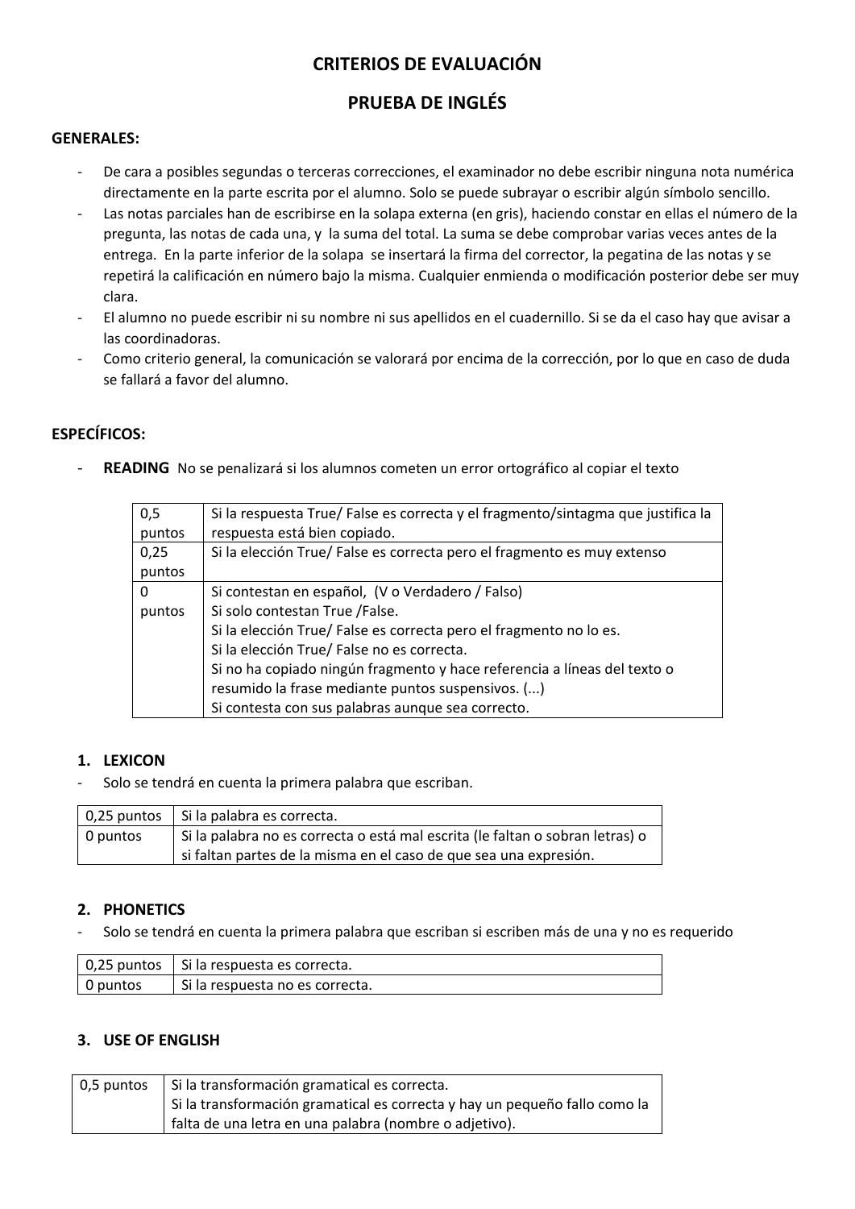# CRITERIOS DE EVALUACIÓN

# PRUEBA DE INGLÉS

**GENERALES:**

- De cara a posibles segundas o terceras correcciones, el examinador no debe escribir ninguna nota numérica directamente en la parte escrita por el alumno. Solo se puede subrayar o escribir algún símbolo sencillo.
- Las notas parciales han de escribirse en la solapa externa (en gris), haciendo constar en ellas el número de la pregunta, las notas de cada una, y la suma del total. La suma se debe comprobar varias veces antes de la entrega. En la parte inferior de la solapa se insertará la firma del corrector, la pegatina de las notas y se repetirá la calificación en número bajo la misma. Cualquier enmienda o modificación posterior debe ser muy clara.
- El alumno no puede escribir ni su nombre ni sus apellidos en el cuadernillo. Si se da el caso hay que avisar a las coordinadoras.
- Como criterio general, la comunicación se valorará por encima de la corrección, por lo que en caso de duda se fallará a favor del alumno.

**ESPECÍFICOS:**

- **READING** No se penalizará si los alumnos cometen un error ortográfico al copiar el texto

| Puntos | Criterio |
|---|---|
| 0,5 puntos | Si la respuesta True/ False es correcta y el fragmento/sintagma que justifica la respuesta está bien copiado. |
| 0,25 puntos | Si la elección True/ False es correcta pero el fragmento es muy extenso |
| 0 puntos | Si contestan en español, (V o Verdadero / Falso)<br>Si solo contestan True /False.<br>Si la elección True/ False es correcta pero el fragmento no lo es.<br>Si la elección True/ False no es correcta.<br>Si no ha copiado ningún fragmento y hace referencia a líneas del texto o resumido la frase mediante puntos suspensivos. (...)<br>Si contesta con sus palabras aunque sea correcto. |

## 1. LEXICON

- Solo se tendrá en cuenta la primera palabra que escriban.

| Puntos | Criterio |
|---|---|
| 0,25 puntos | Si la palabra es correcta. |
| 0 puntos | Si la palabra no es correcta o está mal escrita (le faltan o sobran letras) o si faltan partes de la misma en el caso de que sea una expresión. |

## 2. PHONETICS

- Solo se tendrá en cuenta la primera palabra que escriban si escriben más de una y no es requerido

| Puntos | Criterio |
|---|---|
| 0,25 puntos | Si la respuesta es correcta. |
| 0 puntos | Si la respuesta no es correcta. |

## 3. USE OF ENGLISH

| Puntos | Criterio |
|---|---|
| 0,5 puntos | Si la transformación gramatical es correcta.<br>Si la transformación gramatical es correcta y hay un pequeño fallo como la falta de una letra en una palabra (nombre o adjetivo). |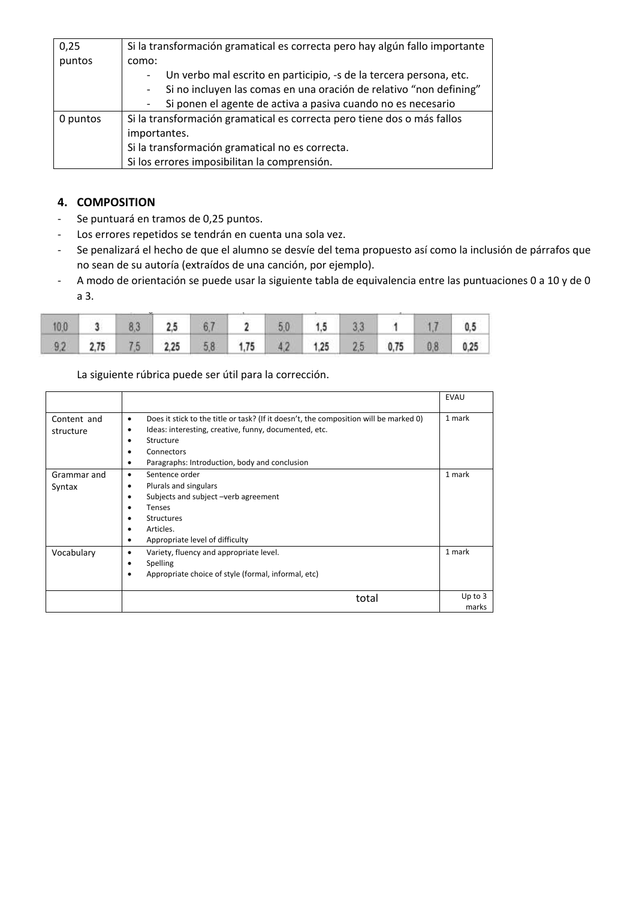| 0,25 puntos | Si la transformación gramatical es correcta pero hay algún fallo importante como:<br>- Un verbo mal escrito en participio, -s de la tercera persona, etc.<br>- Si no incluyen las comas en una oración de relativo "non defining"<br>- Si ponen el agente de activa a pasiva cuando no es necesario |
|---|---|
| 0 puntos | Si la transformación gramatical es correcta pero tiene dos o más fallos importantes.<br>Si la transformación gramatical no es correcta.<br>Si los errores imposibilitan la comprensión. |

## 4. COMPOSITION

- Se puntuará en tramos de 0,25 puntos.
- Los errores repetidos se tendrán en cuenta una sola vez.
- Se penalizará el hecho de que el alumno se desvíe del tema propuesto así como la inclusión de párrafos que no sean de su autoría (extraídos de una canción, por ejemplo).
- A modo de orientación se puede usar la siguiente tabla de equivalencia entre las puntuaciones 0 a 10 y de 0 a 3.

| 10,0 | 3 | 8,3 | 2,5 | 6,7 | 2 | 5,0 | 1,5 | 3,3 | 1 | 1,7 | 0,5 |
|---|---|---|---|---|---|---|---|---|---|---|---|
| 9,2 | 2,75 | 7,5 | 2,25 | 5,8 | 1,75 | 4,2 | 1,25 | 2,5 | 0,75 | 0,8 | 0,25 |

La siguiente rúbrica puede ser útil para la corrección.

| | | EVAU |
|---|---|---|
| Content and structure | • Does it stick to the title or task? (If it doesn't, the composition will be marked 0)<br>• Ideas: interesting, creative, funny, documented, etc.<br>• Structure<br>• Connectors<br>• Paragraphs: Introduction, body and conclusion | 1 mark |
| Grammar and Syntax | • Sentence order<br>• Plurals and singulars<br>• Subjects and subject –verb agreement<br>• Tenses<br>• Structures<br>• Articles.<br>• Appropriate level of difficulty | 1 mark |
| Vocabulary | • Variety, fluency and appropriate level.<br>• Spelling<br>• Appropriate choice of style (formal, informal, etc) | 1 mark |
| | total | Up to 3 marks |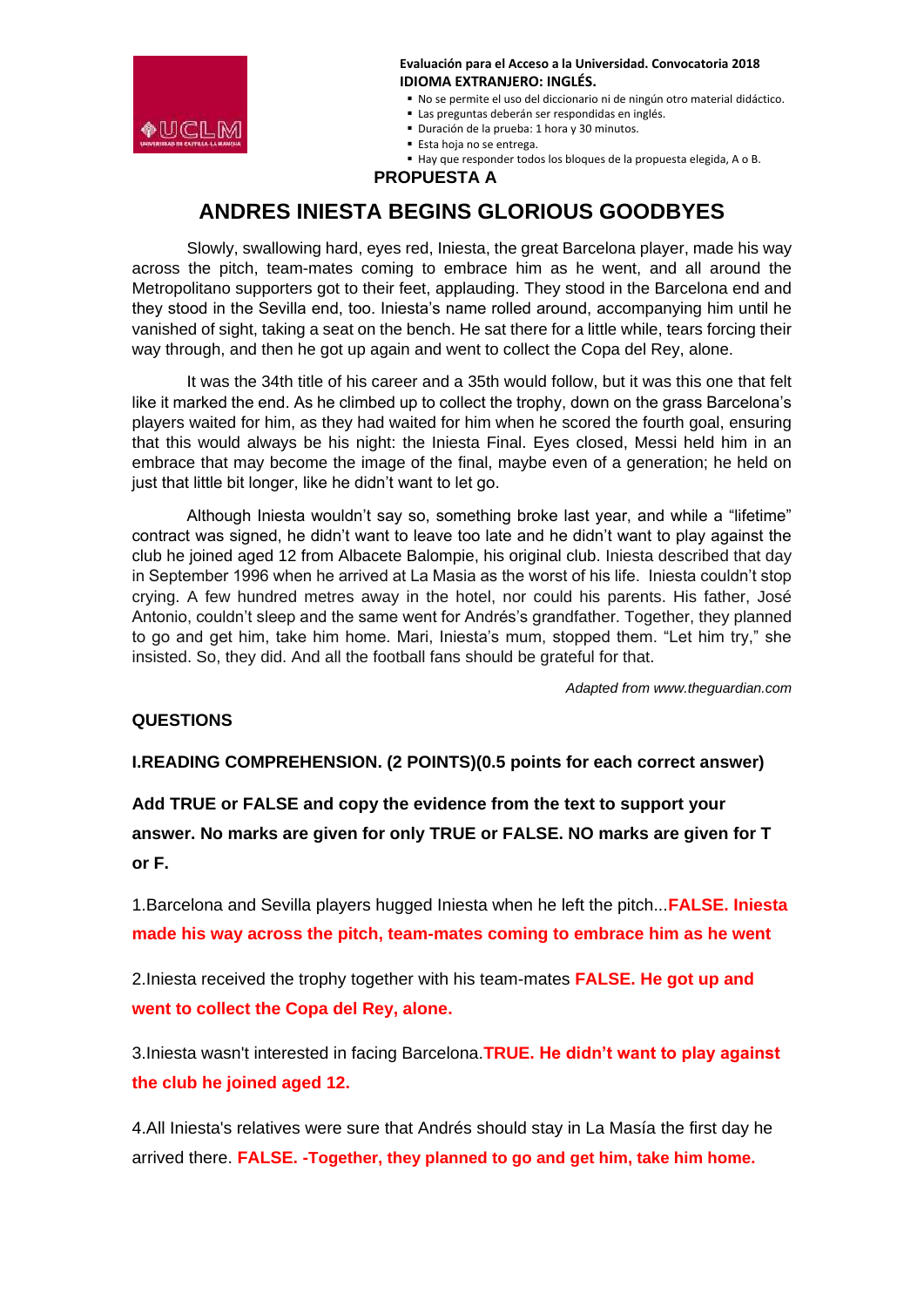**Evaluación para el Acceso a la Universidad. Convocatoria 2018**
**IDIOMA EXTRANJERO: INGLÉS.**

- No se permite el uso del diccionario ni de ningún otro material didáctico.
- Las preguntas deberán ser respondidas en inglés.
- Duración de la prueba: 1 hora y 30 minutos.
- Esta hoja no se entrega.
- Hay que responder todos los bloques de la propuesta elegida, A o B.

**PROPUESTA A**

# ANDRES INIESTA BEGINS GLORIOUS GOODBYES

Slowly, swallowing hard, eyes red, Iniesta, the great Barcelona player, made his way across the pitch, team-mates coming to embrace him as he went, and all around the Metropolitano supporters got to their feet, applauding. They stood in the Barcelona end and they stood in the Sevilla end, too. Iniesta's name rolled around, accompanying him until he vanished of sight, taking a seat on the bench. He sat there for a little while, tears forcing their way through, and then he got up again and went to collect the Copa del Rey, alone.

It was the 34th title of his career and a 35th would follow, but it was this one that felt like it marked the end. As he climbed up to collect the trophy, down on the grass Barcelona's players waited for him, as they had waited for him when he scored the fourth goal, ensuring that this would always be his night: the Iniesta Final. Eyes closed, Messi held him in an embrace that may become the image of the final, maybe even of a generation; he held on just that little bit longer, like he didn't want to let go.

Although Iniesta wouldn't say so, something broke last year, and while a "lifetime" contract was signed, he didn't want to leave too late and he didn't want to play against the club he joined aged 12 from Albacete Balompie, his original club. Iniesta described that day in September 1996 when he arrived at La Masia as the worst of his life. Iniesta couldn't stop crying. A few hundred metres away in the hotel, nor could his parents. His father, José Antonio, couldn't sleep and the same went for Andrés's grandfather. Together, they planned to go and get him, take him home. Mari, Iniesta's mum, stopped them. "Let him try," she insisted. So, they did. And all the football fans should be grateful for that.

*Adapted from www.theguardian.com*

**QUESTIONS**

**I.READING COMPREHENSION. (2 POINTS)(0.5 points for each correct answer)**

**Add TRUE or FALSE and copy the evidence from the text to support your answer. No marks are given for only TRUE or FALSE. NO marks are given for T or F.**

1.Barcelona and Sevilla players hugged Iniesta when he left the pitch...**FALSE. Iniesta made his way across the pitch, team-mates coming to embrace him as he went**

2.Iniesta received the trophy together with his team-mates **FALSE. He got up and went to collect the Copa del Rey, alone.**

3.Iniesta wasn't interested in facing Barcelona.**TRUE. He didn't want to play against the club he joined aged 12.**

4.All Iniesta's relatives were sure that Andrés should stay in La Masía the first day he arrived there. **FALSE. -Together, they planned to go and get him, take him home.**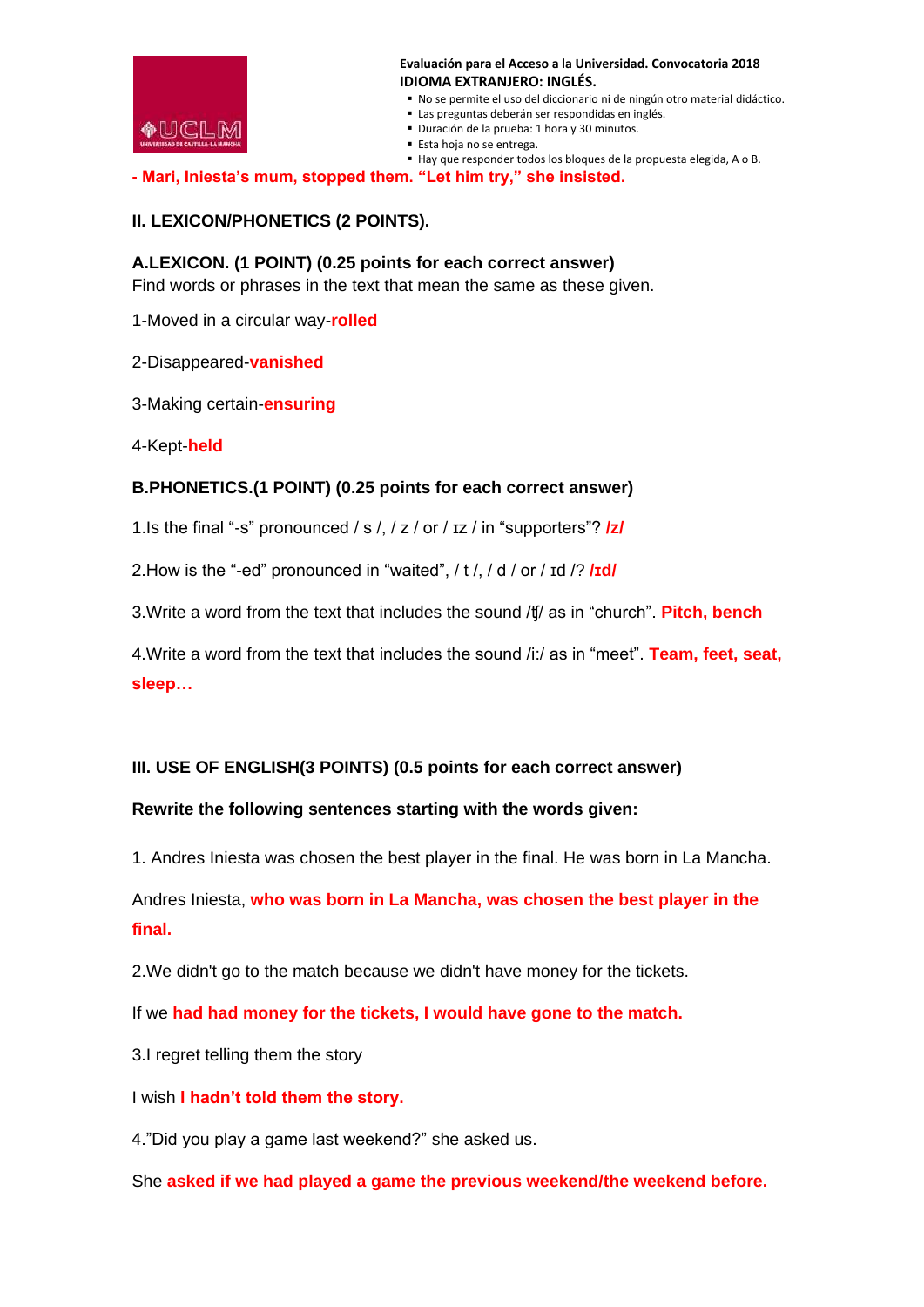**Evaluación para el Acceso a la Universidad. Convocatoria 2018**
**IDIOMA EXTRANJERO: INGLÉS.**

- No se permite el uso del diccionario ni de ningún otro material didáctico.
- Las preguntas deberán ser respondidas en inglés.
- Duración de la prueba: 1 hora y 30 minutos.
- Esta hoja no se entrega.
- Hay que responder todos los bloques de la propuesta elegida, A o B.

**- Mari, Iniesta's mum, stopped them. "Let him try," she insisted.**

## II. LEXICON/PHONETICS (2 POINTS).

### A.LEXICON. (1 POINT) (0.25 points for each correct answer)

Find words or phrases in the text that mean the same as these given.

1-Moved in a circular way-**rolled**

2-Disappeared-**vanished**

3-Making certain-**ensuring**

4-Kept-**held**

### B.PHONETICS.(1 POINT) (0.25 points for each correct answer)

1.Is the final "-s" pronounced / s /, / z / or / ɪz / in "supporters"? **/z/**

2.How is the "-ed" pronounced in "waited", / t /, / d / or / ɪd /? **/ɪd/**

3.Write a word from the text that includes the sound /ʧ/ as in "church". **Pitch, bench**

4.Write a word from the text that includes the sound /i:/ as in "meet". **Team, feet, seat, sleep…**

## III. USE OF ENGLISH(3 POINTS) (0.5 points for each correct answer)

**Rewrite the following sentences starting with the words given:**

1. Andres Iniesta was chosen the best player in the final. He was born in La Mancha.

Andres Iniesta, **who was born in La Mancha, was chosen the best player in the final.**

2.We didn't go to the match because we didn't have money for the tickets.

If we **had had money for the tickets, I would have gone to the match.**

3.I regret telling them the story

I wish **I hadn't told them the story.**

4."Did you play a game last weekend?" she asked us.

She **asked if we had played a game the previous weekend/the weekend before.**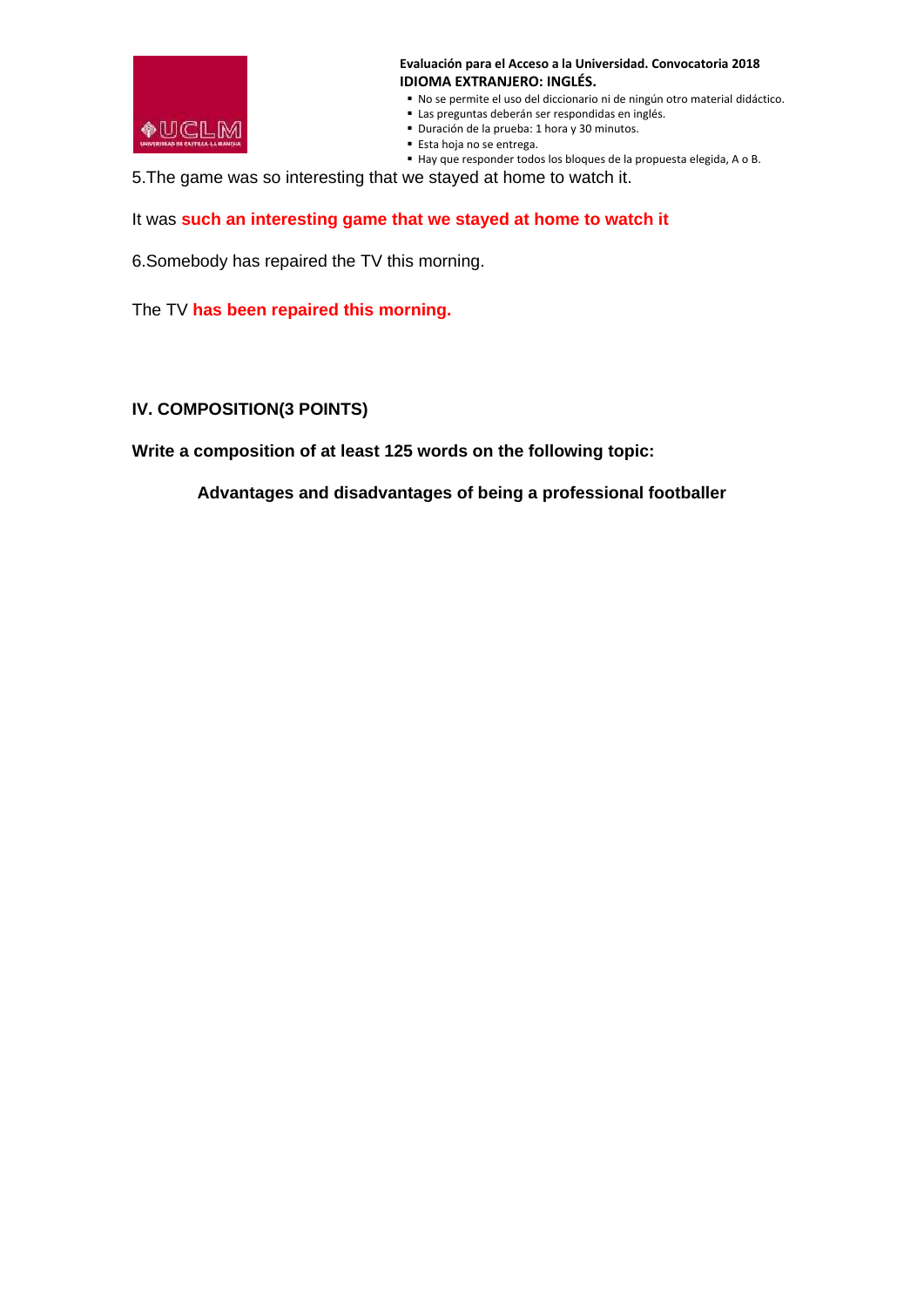5.The game was so interesting that we stayed at home to watch it.

It was **such an interesting game that we stayed at home to watch it**

6.Somebody has repaired the TV this morning.

The TV **has been repaired this morning.**

## IV. COMPOSITION(3 POINTS)

**Write a composition of at least 125 words on the following topic:**

**Advantages and disadvantages of being a professional footballer**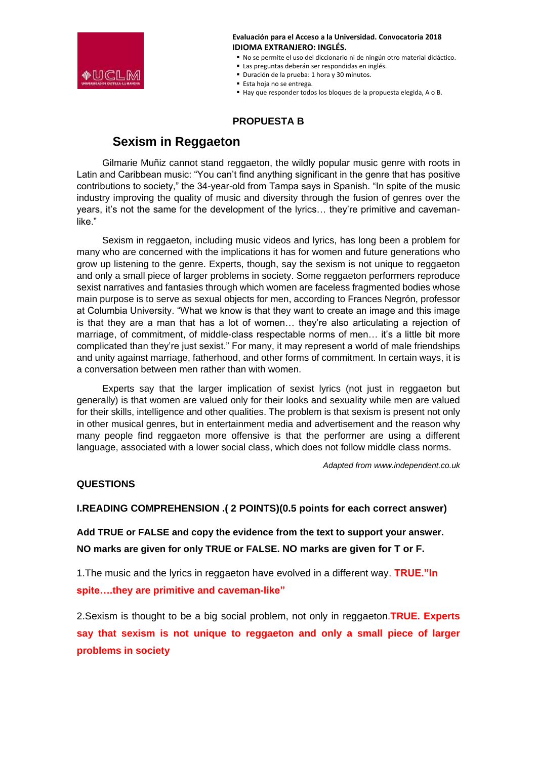**Evaluación para el Acceso a la Universidad. Convocatoria 2018**
**IDIOMA EXTRANJERO: INGLÉS.**

- No se permite el uso del diccionario ni de ningún otro material didáctico.
- Las preguntas deberán ser respondidas en inglés.
- Duración de la prueba: 1 hora y 30 minutos.
- Esta hoja no se entrega.
- Hay que responder todos los bloques de la propuesta elegida, A o B.

## PROPUESTA B

# Sexism in Reggaeton

Gilmarie Muñiz cannot stand reggaeton, the wildly popular music genre with roots in Latin and Caribbean music: "You can't find anything significant in the genre that has positive contributions to society," the 34-year-old from Tampa says in Spanish. "In spite of the music industry improving the quality of music and diversity through the fusion of genres over the years, it's not the same for the development of the lyrics… they're primitive and caveman-like."

Sexism in reggaeton, including music videos and lyrics, has long been a problem for many who are concerned with the implications it has for women and future generations who grow up listening to the genre. Experts, though, say the sexism is not unique to reggaeton and only a small piece of larger problems in society. Some reggaeton performers reproduce sexist narratives and fantasies through which women are faceless fragmented bodies whose main purpose is to serve as sexual objects for men, according to Frances Negrón, professor at Columbia University. "What we know is that they want to create an image and this image is that they are a man that has a lot of women… they're also articulating a rejection of marriage, of commitment, of middle-class respectable norms of men… it's a little bit more complicated than they're just sexist." For many, it may represent a world of male friendships and unity against marriage, fatherhood, and other forms of commitment. In certain ways, it is a conversation between men rather than with women.

Experts say that the larger implication of sexist lyrics (not just in reggaeton but generally) is that women are valued only for their looks and sexuality while men are valued for their skills, intelligence and other qualities. The problem is that sexism is present not only in other musical genres, but in entertainment media and advertisement and the reason why many people find reggaeton more offensive is that the performer are using a different language, associated with a lower social class, which does not follow middle class norms.

*Adapted from www.independent.co.uk*

**QUESTIONS**

**I.READING COMPREHENSION .( 2 POINTS)(0.5 points for each correct answer)**

**Add TRUE or FALSE and copy the evidence from the text to support your answer. NO marks are given for only TRUE or FALSE. NO marks are given for T or F.**

1.The music and the lyrics in reggaeton have evolved in a different way. **TRUE."In spite….they are primitive and caveman-like"**

2.Sexism is thought to be a big social problem, not only in reggaeton.**TRUE. Experts say that sexism is not unique to reggaeton and only a small piece of larger problems in society**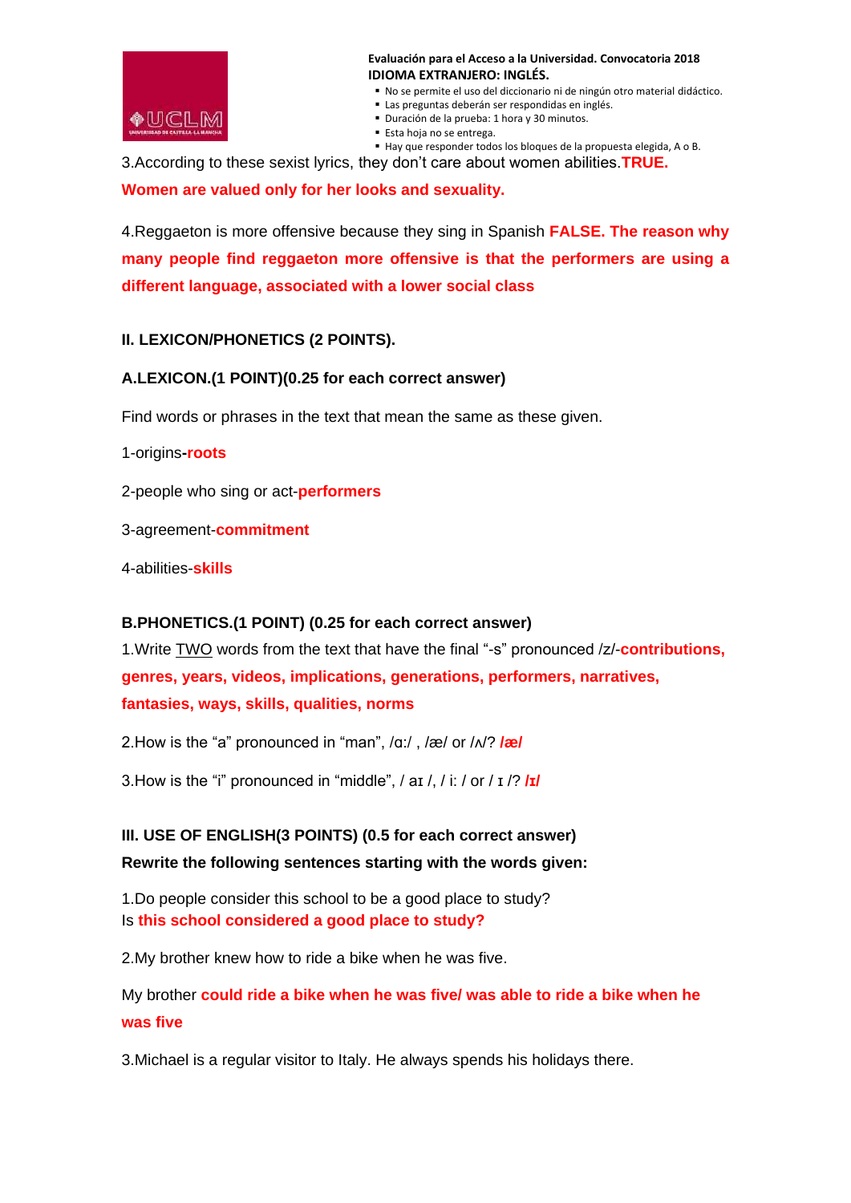3.According to these sexist lyrics, they don't care about women abilities.**TRUE. Women are valued only for her looks and sexuality.**

4.Reggaeton is more offensive because they sing in Spanish **FALSE. The reason why many people find reggaeton more offensive is that the performers are using a different language, associated with a lower social class**

## II. LEXICON/PHONETICS (2 POINTS).

### A.LEXICON.(1 POINT)(0.25 for each correct answer)

Find words or phrases in the text that mean the same as these given.

1-origins-**roots**

2-people who sing or act-**performers**

3-agreement-**commitment**

4-abilities-**skills**

### B.PHONETICS.(1 POINT) (0.25 for each correct answer)

1.Write TWO words from the text that have the final "-s" pronounced /z/-**contributions, genres, years, videos, implications, generations, performers, narratives, fantasies, ways, skills, qualities, norms**

2.How is the "a" pronounced in "man", /ɑ:/ , /æ/ or /ʌ/? ***/æ/***

3.How is the "i" pronounced in "middle", / aɪ /, / i: / or / ɪ /? ***/ɪ/***

## III. USE OF ENGLISH(3 POINTS) (0.5 for each correct answer)

**Rewrite the following sentences starting with the words given:**

1.Do people consider this school to be a good place to study?
Is **this school considered a good place to study?**

2.My brother knew how to ride a bike when he was five.

My brother **could ride a bike when he was five/ was able to ride a bike when he was five**

3.Michael is a regular visitor to Italy. He always spends his holidays there.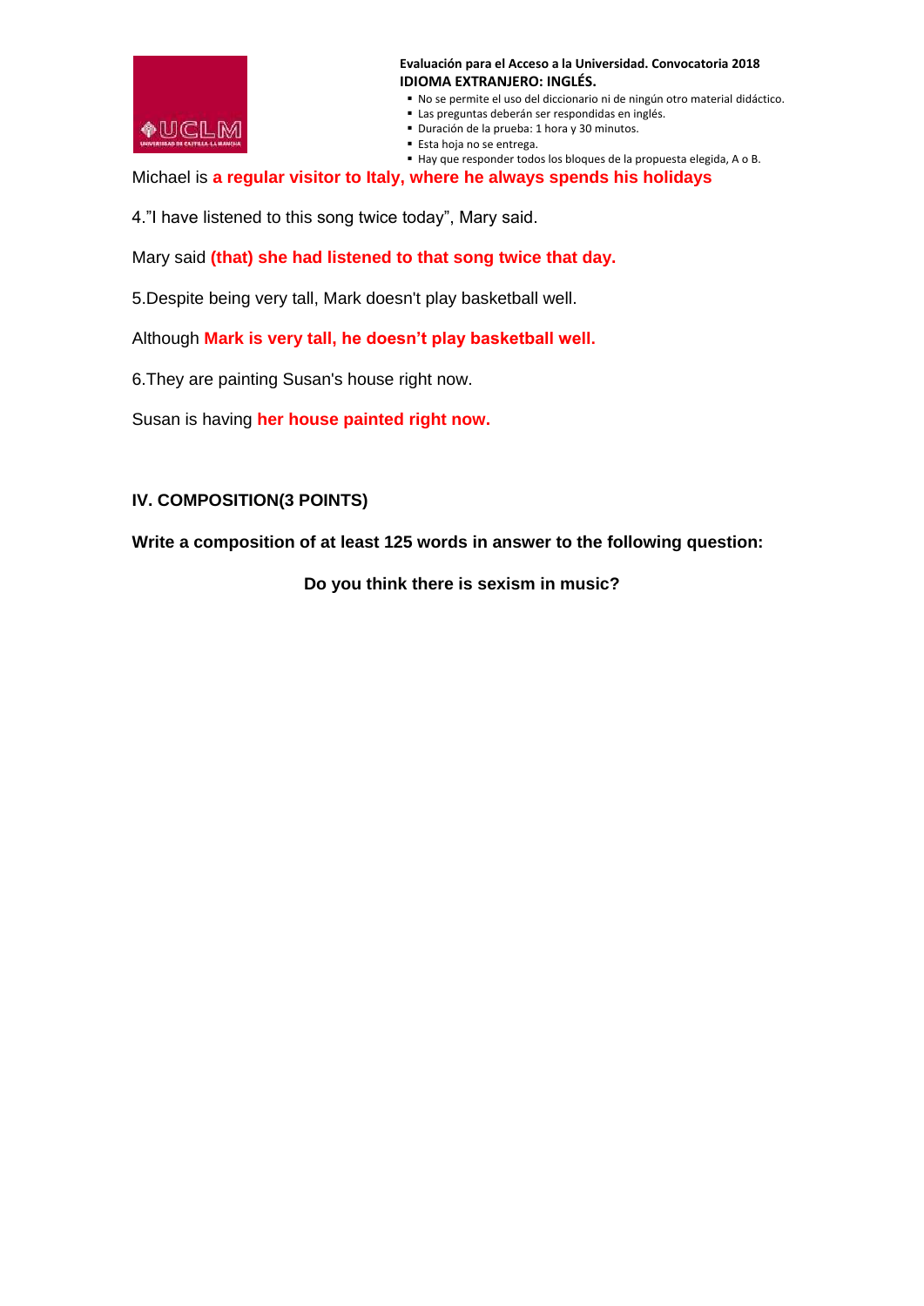Michael is **a regular visitor to Italy, where he always spends his holidays**

4."I have listened to this song twice today", Mary said.

Mary said **(that) she had listened to that song twice that day.**

5.Despite being very tall, Mark doesn't play basketball well.

Although **Mark is very tall, he doesn't play basketball well.**

6.They are painting Susan's house right now.

Susan is having **her house painted right now.**

## IV. COMPOSITION(3 POINTS)

**Write a composition of at least 125 words in answer to the following question:**

**Do you think there is sexism in music?**